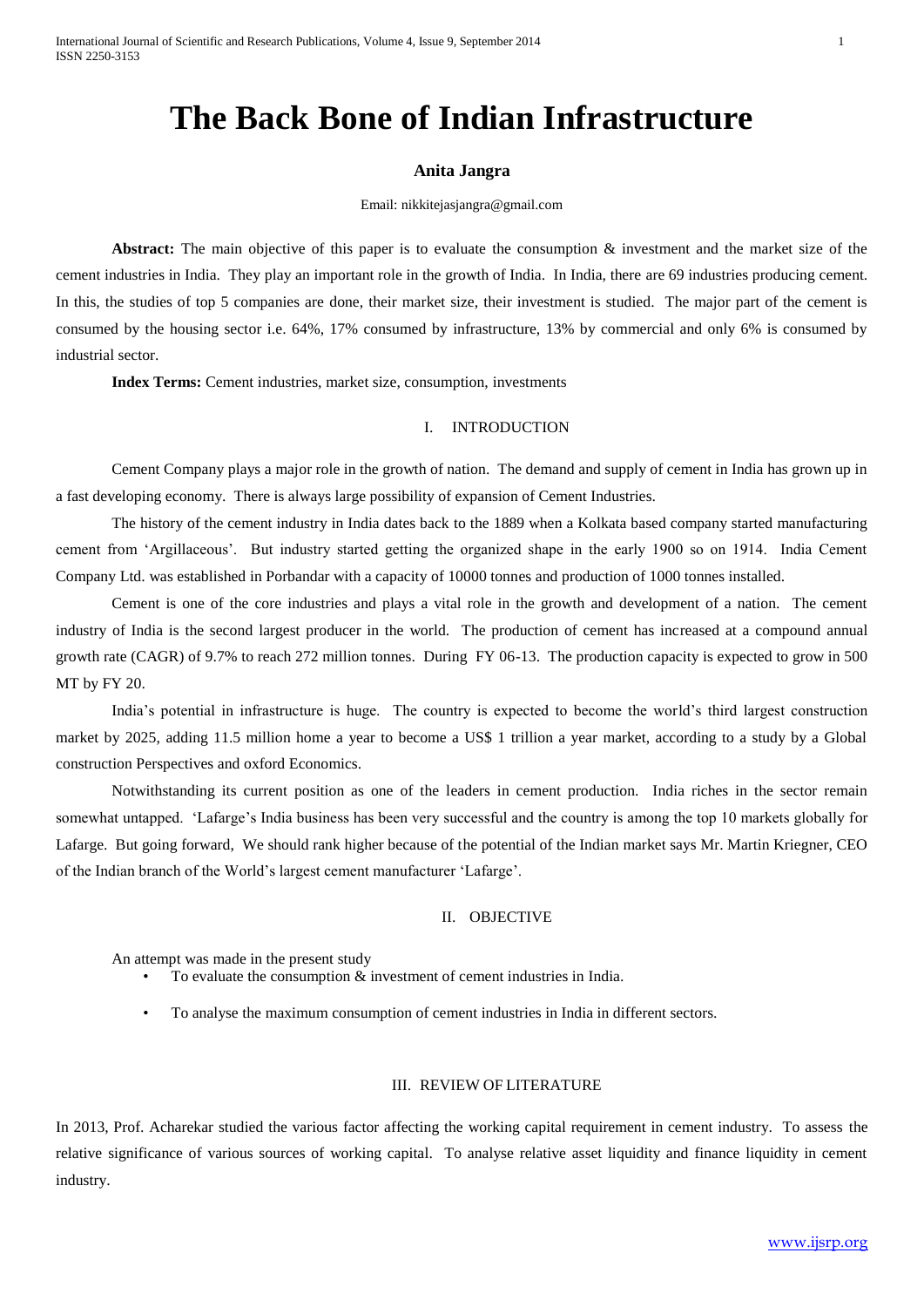# The Back Bone of Indian Infrastructure

**Anita Jangra**

Email: nikkitejasjangra@gmail.com

**Abstract:** The main objective of this paper is to evaluate the consumption & investment and the market size of the cement industries in India. They play an important role in the growth of India. In India, there are 69 industries producing cement. In this, the studies of top 5 companies are done, their market size, their investment is studied. The major part of the cement is consumed by the housing sector i.e. 64%, 17% consumed by infrastructure, 13% by commercial and only 6% is consumed by industrial sector.

**Index Terms:** Cement industries, market size, consumption, investments

## I. INTRODUCTION

Cement Company plays a major role in the growth of nation. The demand and supply of cement in India has grown up in a fast developing economy. There is always large possibility of expansion of Cement Industries.

The history of the cement industry in India dates back to the 1889 when a Kolkata based company started manufacturing cement from 'Argillaceous'. But industry started getting the organized shape in the early 1900 so on 1914. India Cement Company Ltd. was established in Porbandar with a capacity of 10000 tonnes and production of 1000 tonnes installed.

Cement is one of the core industries and plays a vital role in the growth and development of a nation. The cement industry of India is the second largest producer in the world. The production of cement has increased at a compound annual growth rate (CAGR) of 9.7% to reach 272 million tonnes. During FY 06-13. The production capacity is expected to grow in 500 MT by FY 20.

India's potential in infrastructure is huge. The country is expected to become the world's third largest construction market by 2025, adding 11.5 million home a year to become a US$ 1 trillion a year market, according to a study by a Global construction Perspectives and oxford Economics.

Notwithstanding its current position as one of the leaders in cement production. India riches in the sector remain somewhat untapped. 'Lafarge's India business has been very successful and the country is among the top 10 markets globally for Lafarge. But going forward, We should rank higher because of the potential of the Indian market says Mr. Martin Kriegner, CEO of the Indian branch of the World's largest cement manufacturer 'Lafarge'.

## II. OBJECTIVE

An attempt was made in the present study

- To evaluate the consumption & investment of cement industries in India.
- To analyse the maximum consumption of cement industries in India in different sectors.

## III. REVIEW OF LITERATURE

In 2013, Prof. Acharekar studied the various factor affecting the working capital requirement in cement industry. To assess the relative significance of various sources of working capital. To analyse relative asset liquidity and finance liquidity in cement industry.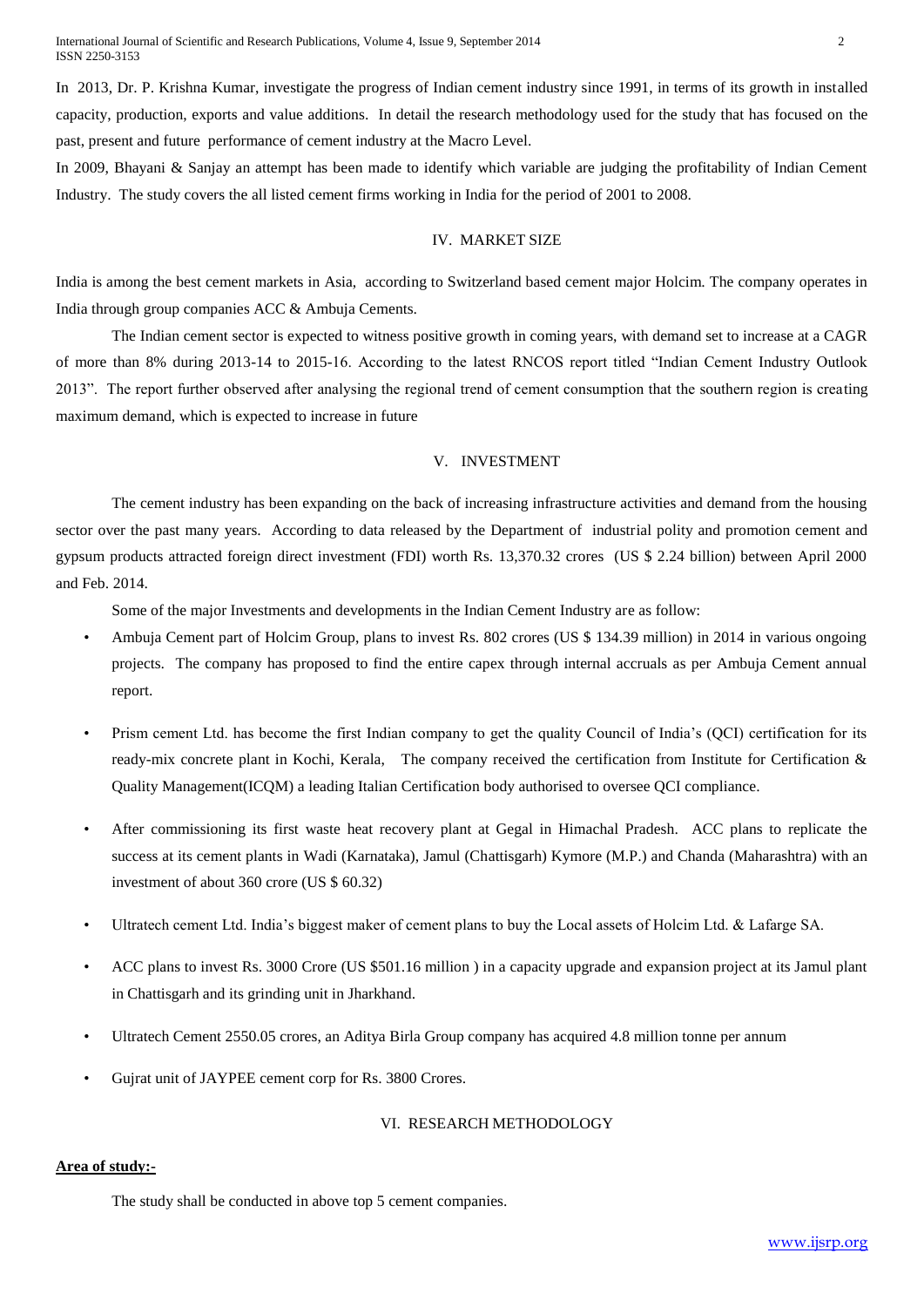In 2013, Dr. P. Krishna Kumar, investigate the progress of Indian cement industry since 1991, in terms of its growth in installed capacity, production, exports and value additions. In detail the research methodology used for the study that has focused on the past, present and future performance of cement industry at the Macro Level.

In 2009, Bhayani & Sanjay an attempt has been made to identify which variable are judging the profitability of Indian Cement Industry. The study covers the all listed cement firms working in India for the period of 2001 to 2008.

## IV. MARKET SIZE

India is among the best cement markets in Asia, according to Switzerland based cement major Holcim. The company operates in India through group companies ACC & Ambuja Cements.

The Indian cement sector is expected to witness positive growth in coming years, with demand set to increase at a CAGR of more than 8% during 2013-14 to 2015-16. According to the latest RNCOS report titled "Indian Cement Industry Outlook 2013". The report further observed after analysing the regional trend of cement consumption that the southern region is creating maximum demand, which is expected to increase in future

## V. INVESTMENT

The cement industry has been expanding on the back of increasing infrastructure activities and demand from the housing sector over the past many years. According to data released by the Department of industrial polity and promotion cement and gypsum products attracted foreign direct investment (FDI) worth Rs. 13,370.32 crores (US $ 2.24 billion) between April 2000 and Feb. 2014.

Some of the major Investments and developments in the Indian Cement Industry are as follow:

- Ambuja Cement part of Holcim Group, plans to invest Rs. 802 crores (US $ 134.39 million) in 2014 in various ongoing projects. The company has proposed to find the entire capex through internal accruals as per Ambuja Cement annual report.
- Prism cement Ltd. has become the first Indian company to get the quality Council of India's (QCI) certification for its ready-mix concrete plant in Kochi, Kerala, The company received the certification from Institute for Certification & Quality Management(ICQM) a leading Italian Certification body authorised to oversee QCI compliance.
- After commissioning its first waste heat recovery plant at Gegal in Himachal Pradesh. ACC plans to replicate the success at its cement plants in Wadi (Karnataka), Jamul (Chattisgarh) Kymore (M.P.) and Chanda (Maharashtra) with an investment of about 360 crore (US $ 60.32)
- Ultratech cement Ltd. India's biggest maker of cement plans to buy the Local assets of Holcim Ltd. & Lafarge SA.
- ACC plans to invest Rs. 3000 Crore (US $501.16 million ) in a capacity upgrade and expansion project at its Jamul plant in Chattisgarh and its grinding unit in Jharkhand.
- Ultratech Cement 2550.05 crores, an Aditya Birla Group company has acquired 4.8 million tonne per annum
- Gujrat unit of JAYPEE cement corp for Rs. 3800 Crores.

## VI. RESEARCH METHODOLOGY

**Area of study:-**

The study shall be conducted in above top 5 cement companies.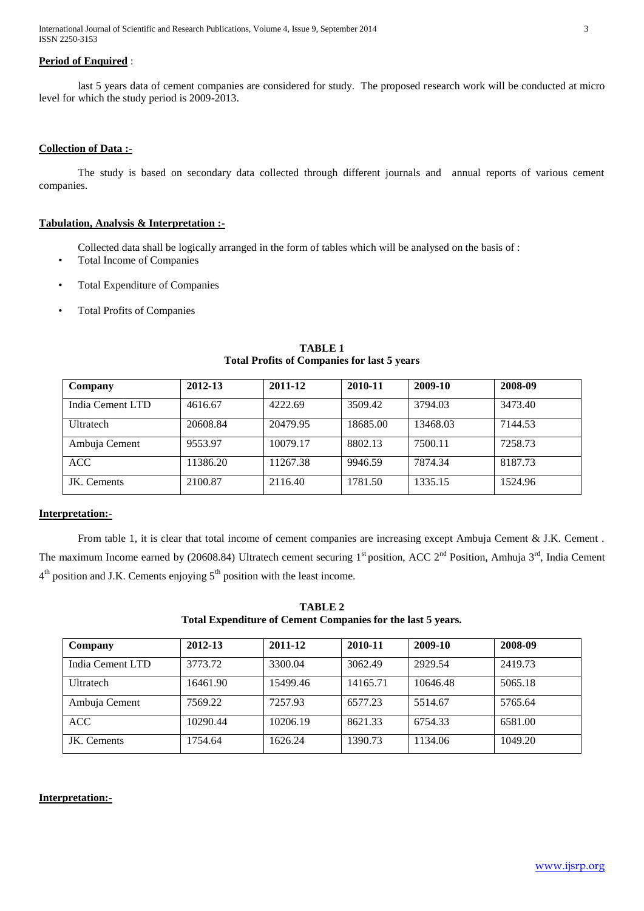**Period of Enquired** :

last 5 years data of cement companies are considered for study. The proposed research work will be conducted at micro level for which the study period is 2009-2013.

**Collection of Data :-**

The study is based on secondary data collected through different journals and annual reports of various cement companies.

**Tabulation, Analysis & Interpretation :-**

Collected data shall be logically arranged in the form of tables which will be analysed on the basis of :

- Total Income of Companies
- Total Expenditure of Companies
- Total Profits of Companies

**TABLE 1**
**Total Profits of Companies for last 5 years**

| Company | 2012-13 | 2011-12 | 2010-11 | 2009-10 | 2008-09 |
|---|---|---|---|---|---|
| India Cement LTD | 4616.67 | 4222.69 | 3509.42 | 3794.03 | 3473.40 |
| Ultratech | 20608.84 | 20479.95 | 18685.00 | 13468.03 | 7144.53 |
| Ambuja Cement | 9553.97 | 10079.17 | 8802.13 | 7500.11 | 7258.73 |
| ACC | 11386.20 | 11267.38 | 9946.59 | 7874.34 | 8187.73 |
| JK. Cements | 2100.87 | 2116.40 | 1781.50 | 1335.15 | 1524.96 |

**Interpretation:-**

From table 1, it is clear that total income of cement companies are increasing except Ambuja Cement & J.K. Cement . The maximum Income earned by (20608.84) Ultratech cement securing 1st position, ACC 2nd Position, Amhuja 3rd, India Cement 4th position and J.K. Cements enjoying 5th position with the least income.

**TABLE 2**
**Total Expenditure of Cement Companies for the last 5 years.**

| Company | 2012-13 | 2011-12 | 2010-11 | 2009-10 | 2008-09 |
|---|---|---|---|---|---|
| India Cement LTD | 3773.72 | 3300.04 | 3062.49 | 2929.54 | 2419.73 |
| Ultratech | 16461.90 | 15499.46 | 14165.71 | 10646.48 | 5065.18 |
| Ambuja Cement | 7569.22 | 7257.93 | 6577.23 | 5514.67 | 5765.64 |
| ACC | 10290.44 | 10206.19 | 8621.33 | 6754.33 | 6581.00 |
| JK. Cements | 1754.64 | 1626.24 | 1390.73 | 1134.06 | 1049.20 |

**Interpretation:-**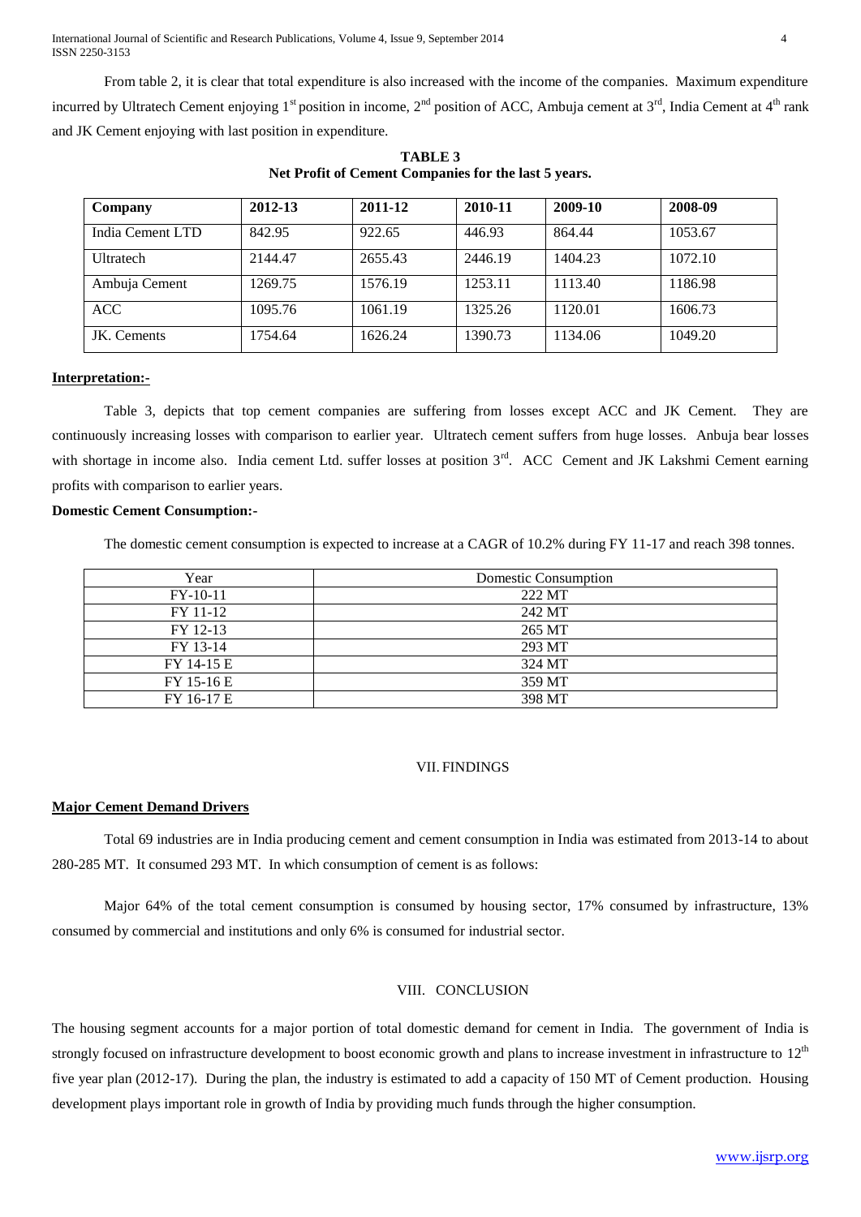From table 2, it is clear that total expenditure is also increased with the income of the companies. Maximum expenditure incurred by Ultratech Cement enjoying 1st position in income, 2nd position of ACC, Ambuja cement at 3rd, India Cement at 4th rank and JK Cement enjoying with last position in expenditure.

**TABLE 3**
**Net Profit of Cement Companies for the last 5 years.**

| Company | 2012-13 | 2011-12 | 2010-11 | 2009-10 | 2008-09 |
|---|---|---|---|---|---|
| India Cement LTD | 842.95 | 922.65 | 446.93 | 864.44 | 1053.67 |
| Ultratech | 2144.47 | 2655.43 | 2446.19 | 1404.23 | 1072.10 |
| Ambuja Cement | 1269.75 | 1576.19 | 1253.11 | 1113.40 | 1186.98 |
| ACC | 1095.76 | 1061.19 | 1325.26 | 1120.01 | 1606.73 |
| JK. Cements | 1754.64 | 1626.24 | 1390.73 | 1134.06 | 1049.20 |

**Interpretation:-**

Table 3, depicts that top cement companies are suffering from losses except ACC and JK Cement. They are continuously increasing losses with comparison to earlier year. Ultratech cement suffers from huge losses. Anbuja bear losses with shortage in income also. India cement Ltd. suffer losses at position 3rd. ACC Cement and JK Lakshmi Cement earning profits with comparison to earlier years.

**Domestic Cement Consumption:-**

The domestic cement consumption is expected to increase at a CAGR of 10.2% during FY 11-17 and reach 398 tonnes.

| Year | Domestic Consumption |
|---|---|
| FY-10-11 | 222 MT |
| FY 11-12 | 242 MT |
| FY 12-13 | 265 MT |
| FY 13-14 | 293 MT |
| FY 14-15 E | 324 MT |
| FY 15-16 E | 359 MT |
| FY 16-17 E | 398 MT |

## VII. FINDINGS

**Major Cement Demand Drivers**

Total 69 industries are in India producing cement and cement consumption in India was estimated from 2013-14 to about 280-285 MT. It consumed 293 MT. In which consumption of cement is as follows:

Major 64% of the total cement consumption is consumed by housing sector, 17% consumed by infrastructure, 13% consumed by commercial and institutions and only 6% is consumed for industrial sector.

## VIII. CONCLUSION

The housing segment accounts for a major portion of total domestic demand for cement in India. The government of India is strongly focused on infrastructure development to boost economic growth and plans to increase investment in infrastructure to 12th five year plan (2012-17). During the plan, the industry is estimated to add a capacity of 150 MT of Cement production. Housing development plays important role in growth of India by providing much funds through the higher consumption.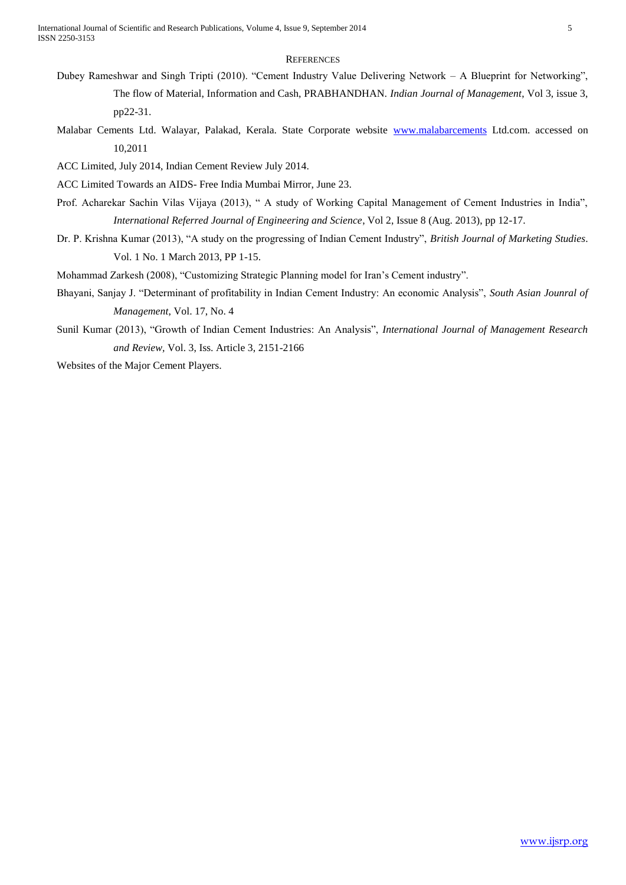## References

Dubey Rameshwar and Singh Tripti (2010). "Cement Industry Value Delivering Network – A Blueprint for Networking", The flow of Material, Information and Cash, PRABHANDHAN. *Indian Journal of Management*, Vol 3, issue 3, pp22-31.

Malabar Cements Ltd. Walayar, Palakad, Kerala. State Corporate website www.malabarcements Ltd.com. accessed on 10,2011

ACC Limited, July 2014, Indian Cement Review July 2014.

ACC Limited Towards an AIDS- Free India Mumbai Mirror, June 23.

Prof. Acharekar Sachin Vilas Vijaya (2013), " A study of Working Capital Management of Cement Industries in India", *International Referred Journal of Engineering and Science*, Vol 2, Issue 8 (Aug. 2013), pp 12-17.

Dr. P. Krishna Kumar (2013), "A study on the progressing of Indian Cement Industry", *British Journal of Marketing Studies*. Vol. 1 No. 1 March 2013, PP 1-15.

Mohammad Zarkesh (2008), "Customizing Strategic Planning model for Iran's Cement industry".

Bhayani, Sanjay J. "Determinant of profitability in Indian Cement Industry: An economic Analysis", *South Asian Jounral of Management*, Vol. 17, No. 4

Sunil Kumar (2013), "Growth of Indian Cement Industries: An Analysis", *International Journal of Management Research and Review*, Vol. 3, Iss. Article 3, 2151-2166

Websites of the Major Cement Players.